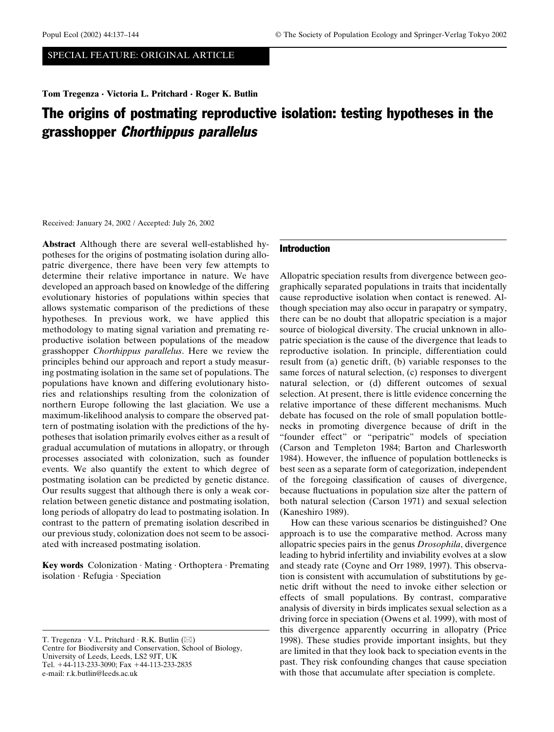SPECIAL FEATURE: ORIGINAL ARTICLE

**Tom Tregenza · Victoria L. Pritchard · Roger K. Butlin**

# The origins of postmating reproductive isolation: testing hypotheses in the grasshopper *Chorthippus parallelus*

Received: January 24, 2002 / Accepted: July 26, 2002

**Abstract** Although there are several well-established hypotheses for the origins of postmating isolation during allopatric divergence, there have been very few attempts to determine their relative importance in nature. We have developed an approach based on knowledge of the differing evolutionary histories of populations within species that allows systematic comparison of the predictions of these hypotheses. In previous work, we have applied this methodology to mating signal variation and premating reproductive isolation between populations of the meadow grasshopper *Chorthippus parallelus*. Here we review the principles behind our approach and report a study measuring postmating isolation in the same set of populations. The populations have known and differing evolutionary histories and relationships resulting from the colonization of northern Europe following the last glaciation. We use a maximum-likelihood analysis to compare the observed pattern of postmating isolation with the predictions of the hypotheses that isolation primarily evolves either as a result of gradual accumulation of mutations in allopatry, or through processes associated with colonization, such as founder events. We also quantify the extent to which degree of postmating isolation can be predicted by genetic distance. Our results suggest that although there is only a weak correlation between genetic distance and postmating isolation, long periods of allopatry do lead to postmating isolation. In contrast to the pattern of premating isolation described in our previous study, colonization does not seem to be associated with increased postmating isolation.

**Key words** Colonization · Mating · Orthoptera · Premating isolation · Refugia · Speciation

T. Tregenza · V.L. Pritchard · R.K. Butlin (✉)
Centre for Biodiversity and Conservation, School of Biology, University of Leeds, Leeds, LS2 9JT, UK
Tel. +44-113-233-3090; Fax +44-113-233-2835
e-mail: r.k.butlin@leeds.ac.uk

## Introduction

Allopatric speciation results from divergence between geographically separated populations in traits that incidentally cause reproductive isolation when contact is renewed. Although speciation may also occur in parapatry or sympatry, there can be no doubt that allopatric speciation is a major source of biological diversity. The crucial unknown in allopatric speciation is the cause of the divergence that leads to reproductive isolation. In principle, differentiation could result from (a) genetic drift, (b) variable responses to the same forces of natural selection, (c) responses to divergent natural selection, or (d) different outcomes of sexual selection. At present, there is little evidence concerning the relative importance of these different mechanisms. Much debate has focused on the role of small population bottlenecks in promoting divergence because of drift in the "founder effect" or "peripatric" models of speciation (Carson and Templeton 1984; Barton and Charlesworth 1984). However, the influence of population bottlenecks is best seen as a separate form of categorization, independent of the foregoing classification of causes of divergence, because fluctuations in population size alter the pattern of both natural selection (Carson 1971) and sexual selection (Kaneshiro 1989).

How can these various scenarios be distinguished? One approach is to use the comparative method. Across many allopatric species pairs in the genus *Drosophila*, divergence leading to hybrid infertility and inviability evolves at a slow and steady rate (Coyne and Orr 1989, 1997). This observation is consistent with accumulation of substitutions by genetic drift without the need to invoke either selection or effects of small populations. By contrast, comparative analysis of diversity in birds implicates sexual selection as a driving force in speciation (Owens et al. 1999), with most of this divergence apparently occurring in allopatry (Price 1998). These studies provide important insights, but they are limited in that they look back to speciation events in the past. They risk confounding changes that cause speciation with those that accumulate after speciation is complete.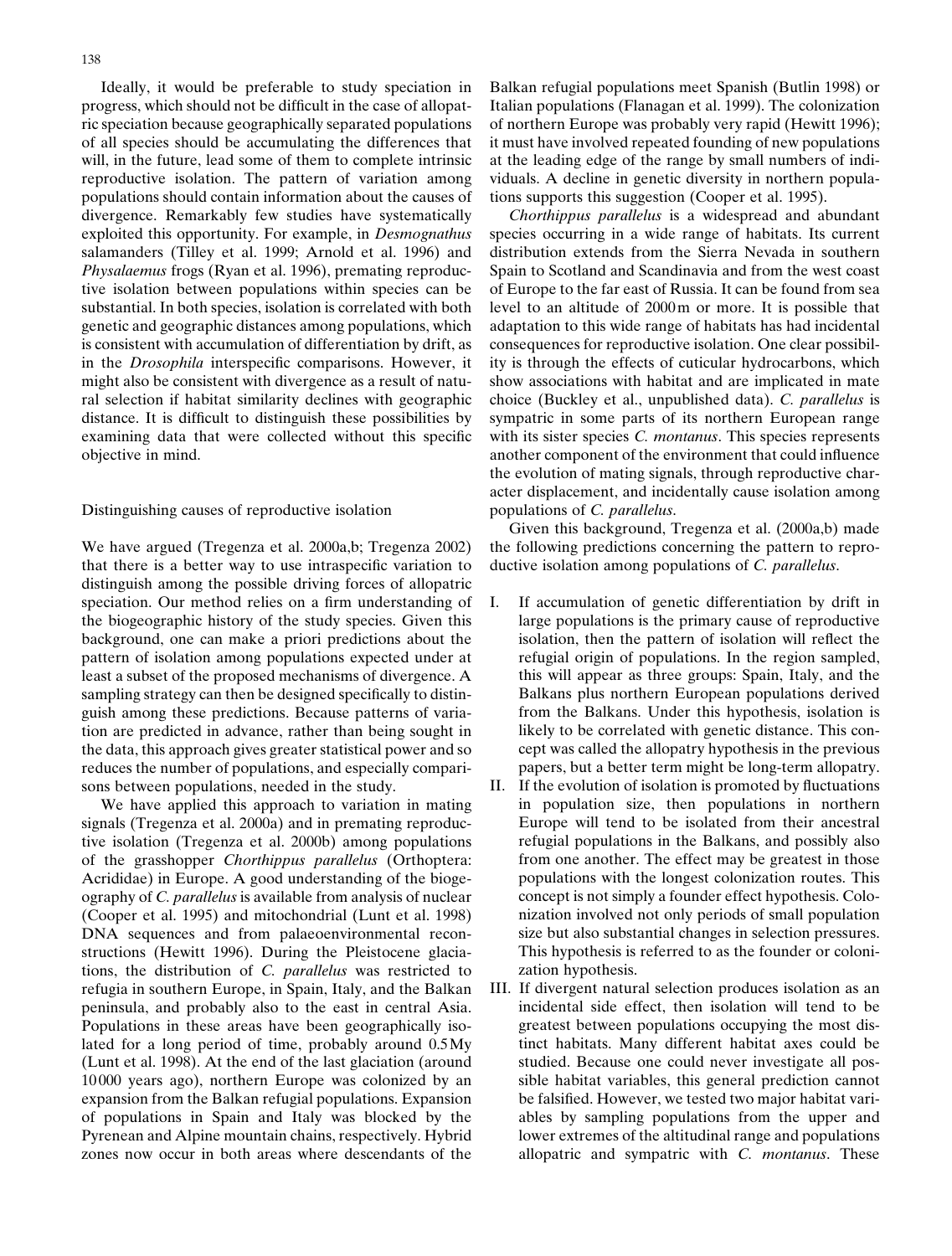Ideally, it would be preferable to study speciation in progress, which should not be difficult in the case of allopatric speciation because geographically separated populations of all species should be accumulating the differences that will, in the future, lead some of them to complete intrinsic reproductive isolation. The pattern of variation among populations should contain information about the causes of divergence. Remarkably few studies have systematically exploited this opportunity. For example, in *Desmognathus* salamanders (Tilley et al. 1999; Arnold et al. 1996) and *Physalaemus* frogs (Ryan et al. 1996), premating reproductive isolation between populations within species can be substantial. In both species, isolation is correlated with both genetic and geographic distances among populations, which is consistent with accumulation of differentiation by drift, as in the *Drosophila* interspecific comparisons. However, it might also be consistent with divergence as a result of natural selection if habitat similarity declines with geographic distance. It is difficult to distinguish these possibilities by examining data that were collected without this specific objective in mind.

## Distinguishing causes of reproductive isolation

We have argued (Tregenza et al. 2000a,b; Tregenza 2002) that there is a better way to use intraspecific variation to distinguish among the possible driving forces of allopatric speciation. Our method relies on a firm understanding of the biogeographic history of the study species. Given this background, one can make a priori predictions about the pattern of isolation among populations expected under at least a subset of the proposed mechanisms of divergence. A sampling strategy can then be designed specifically to distinguish among these predictions. Because patterns of variation are predicted in advance, rather than being sought in the data, this approach gives greater statistical power and so reduces the number of populations, and especially comparisons between populations, needed in the study.

We have applied this approach to variation in mating signals (Tregenza et al. 2000a) and in premating reproductive isolation (Tregenza et al. 2000b) among populations of the grasshopper *Chorthippus parallelus* (Orthoptera: Acrididae) in Europe. A good understanding of the biogeography of *C. parallelus* is available from analysis of nuclear (Cooper et al. 1995) and mitochondrial (Lunt et al. 1998) DNA sequences and from palaeoenvironmental reconstructions (Hewitt 1996). During the Pleistocene glaciations, the distribution of *C. parallelus* was restricted to refugia in southern Europe, in Spain, Italy, and the Balkan peninsula, and probably also to the east in central Asia. Populations in these areas have been geographically isolated for a long period of time, probably around 0.5 My (Lunt et al. 1998). At the end of the last glaciation (around 10 000 years ago), northern Europe was colonized by an expansion from the Balkan refugial populations. Expansion of populations in Spain and Italy was blocked by the Pyrenean and Alpine mountain chains, respectively. Hybrid zones now occur in both areas where descendants of the Balkan refugial populations meet Spanish (Butlin 1998) or Italian populations (Flanagan et al. 1999). The colonization of northern Europe was probably very rapid (Hewitt 1996); it must have involved repeated founding of new populations at the leading edge of the range by small numbers of individuals. A decline in genetic diversity in northern populations supports this suggestion (Cooper et al. 1995).

*Chorthippus parallelus* is a widespread and abundant species occurring in a wide range of habitats. Its current distribution extends from the Sierra Nevada in southern Spain to Scotland and Scandinavia and from the west coast of Europe to the far east of Russia. It can be found from sea level to an altitude of 2000 m or more. It is possible that adaptation to this wide range of habitats has had incidental consequences for reproductive isolation. One clear possibility is through the effects of cuticular hydrocarbons, which show associations with habitat and are implicated in mate choice (Buckley et al., unpublished data). *C. parallelus* is sympatric in some parts of its northern European range with its sister species *C. montanus*. This species represents another component of the environment that could influence the evolution of mating signals, through reproductive character displacement, and incidentally cause isolation among populations of *C. parallelus*.

Given this background, Tregenza et al. (2000a,b) made the following predictions concerning the pattern to reproductive isolation among populations of *C. parallelus*.

I. If accumulation of genetic differentiation by drift in large populations is the primary cause of reproductive isolation, then the pattern of isolation will reflect the refugial origin of populations. In the region sampled, this will appear as three groups: Spain, Italy, and the Balkans plus northern European populations derived from the Balkans. Under this hypothesis, isolation is likely to be correlated with genetic distance. This concept was called the allopatry hypothesis in the previous papers, but a better term might be long-term allopatry.

II. If the evolution of isolation is promoted by fluctuations in population size, then populations in northern Europe will tend to be isolated from their ancestral refugial populations in the Balkans, and possibly also from one another. The effect may be greatest in those populations with the longest colonization routes. This concept is not simply a founder effect hypothesis. Colonization involved not only periods of small population size but also substantial changes in selection pressures. This hypothesis is referred to as the founder or colonization hypothesis.

III. If divergent natural selection produces isolation as an incidental side effect, then isolation will tend to be greatest between populations occupying the most distinct habitats. Many different habitat axes could be studied. Because one could never investigate all possible habitat variables, this general prediction cannot be falsified. However, we tested two major habitat variables by sampling populations from the upper and lower extremes of the altitudinal range and populations allopatric and sympatric with *C. montanus*. These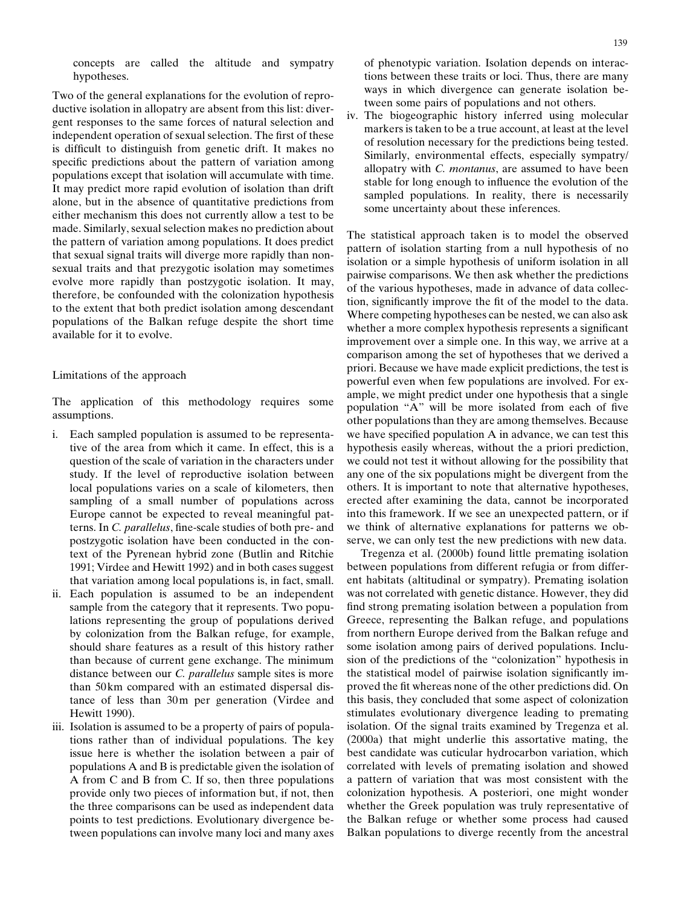concepts are called the altitude and sympatry hypotheses.

Two of the general explanations for the evolution of reproductive isolation in allopatry are absent from this list: divergent responses to the same forces of natural selection and independent operation of sexual selection. The first of these is difficult to distinguish from genetic drift. It makes no specific predictions about the pattern of variation among populations except that isolation will accumulate with time. It may predict more rapid evolution of isolation than drift alone, but in the absence of quantitative predictions from either mechanism this does not currently allow a test to be made. Similarly, sexual selection makes no prediction about the pattern of variation among populations. It does predict that sexual signal traits will diverge more rapidly than non-sexual traits and that prezygotic isolation may sometimes evolve more rapidly than postzygotic isolation. It may, therefore, be confounded with the colonization hypothesis to the extent that both predict isolation among descendant populations of the Balkan refuge despite the short time available for it to evolve.

## Limitations of the approach

The application of this methodology requires some assumptions.

i. Each sampled population is assumed to be representative of the area from which it came. In effect, this is a question of the scale of variation in the characters under study. If the level of reproductive isolation between local populations varies on a scale of kilometers, then sampling of a small number of populations across Europe cannot be expected to reveal meaningful patterns. In *C. parallelus*, fine-scale studies of both pre- and postzygotic isolation have been conducted in the context of the Pyrenean hybrid zone (Butlin and Ritchie 1991; Virdee and Hewitt 1992) and in both cases suggest that variation among local populations is, in fact, small.
ii. Each population is assumed to be an independent sample from the category that it represents. Two populations representing the group of populations derived by colonization from the Balkan refuge, for example, should share features as a result of this history rather than because of current gene exchange. The minimum distance between our *C. parallelus* sample sites is more than 50 km compared with an estimated dispersal distance of less than 30 m per generation (Virdee and Hewitt 1990).
iii. Isolation is assumed to be a property of pairs of populations rather than of individual populations. The key issue here is whether the isolation between a pair of populations A and B is predictable given the isolation of A from C and B from C. If so, then three populations provide only two pieces of information but, if not, then the three comparisons can be used as independent data points to test predictions. Evolutionary divergence between populations can involve many loci and many axes of phenotypic variation. Isolation depends on interactions between these traits or loci. Thus, there are many ways in which divergence can generate isolation between some pairs of populations and not others.
iv. The biogeographic history inferred using molecular markers is taken to be a true account, at least at the level of resolution necessary for the predictions being tested. Similarly, environmental effects, especially sympatry/allopatry with *C. montanus*, are assumed to have been stable for long enough to influence the evolution of the sampled populations. In reality, there is necessarily some uncertainty about these inferences.

The statistical approach taken is to model the observed pattern of isolation starting from a null hypothesis of no isolation or a simple hypothesis of uniform isolation in all pairwise comparisons. We then ask whether the predictions of the various hypotheses, made in advance of data collection, significantly improve the fit of the model to the data. Where competing hypotheses can be nested, we can also ask whether a more complex hypothesis represents a significant improvement over a simple one. In this way, we arrive at a comparison among the set of hypotheses that we derived a priori. Because we have made explicit predictions, the test is powerful even when few populations are involved. For example, we might predict under one hypothesis that a single population "A" will be more isolated from each of five other populations than they are among themselves. Because we have specified population A in advance, we can test this hypothesis easily whereas, without the a priori prediction, we could not test it without allowing for the possibility that any one of the six populations might be divergent from the others. It is important to note that alternative hypotheses, erected after examining the data, cannot be incorporated into this framework. If we see an unexpected pattern, or if we think of alternative explanations for patterns we observe, we can only test the new predictions with new data.

Tregenza et al. (2000b) found little premating isolation between populations from different refugia or from different habitats (altitudinal or sympatry). Premating isolation was not correlated with genetic distance. However, they did find strong premating isolation between a population from Greece, representing the Balkan refuge, and populations from northern Europe derived from the Balkan refuge and some isolation among pairs of derived populations. Inclusion of the predictions of the "colonization" hypothesis in the statistical model of pairwise isolation significantly improved the fit whereas none of the other predictions did. On this basis, they concluded that some aspect of colonization stimulates evolutionary divergence leading to premating isolation. Of the signal traits examined by Tregenza et al. (2000a) that might underlie this assortative mating, the best candidate was cuticular hydrocarbon variation, which correlated with levels of premating isolation and showed a pattern of variation that was most consistent with the colonization hypothesis. A posteriori, one might wonder whether the Greek population was truly representative of the Balkan refuge or whether some process had caused Balkan populations to diverge recently from the ancestral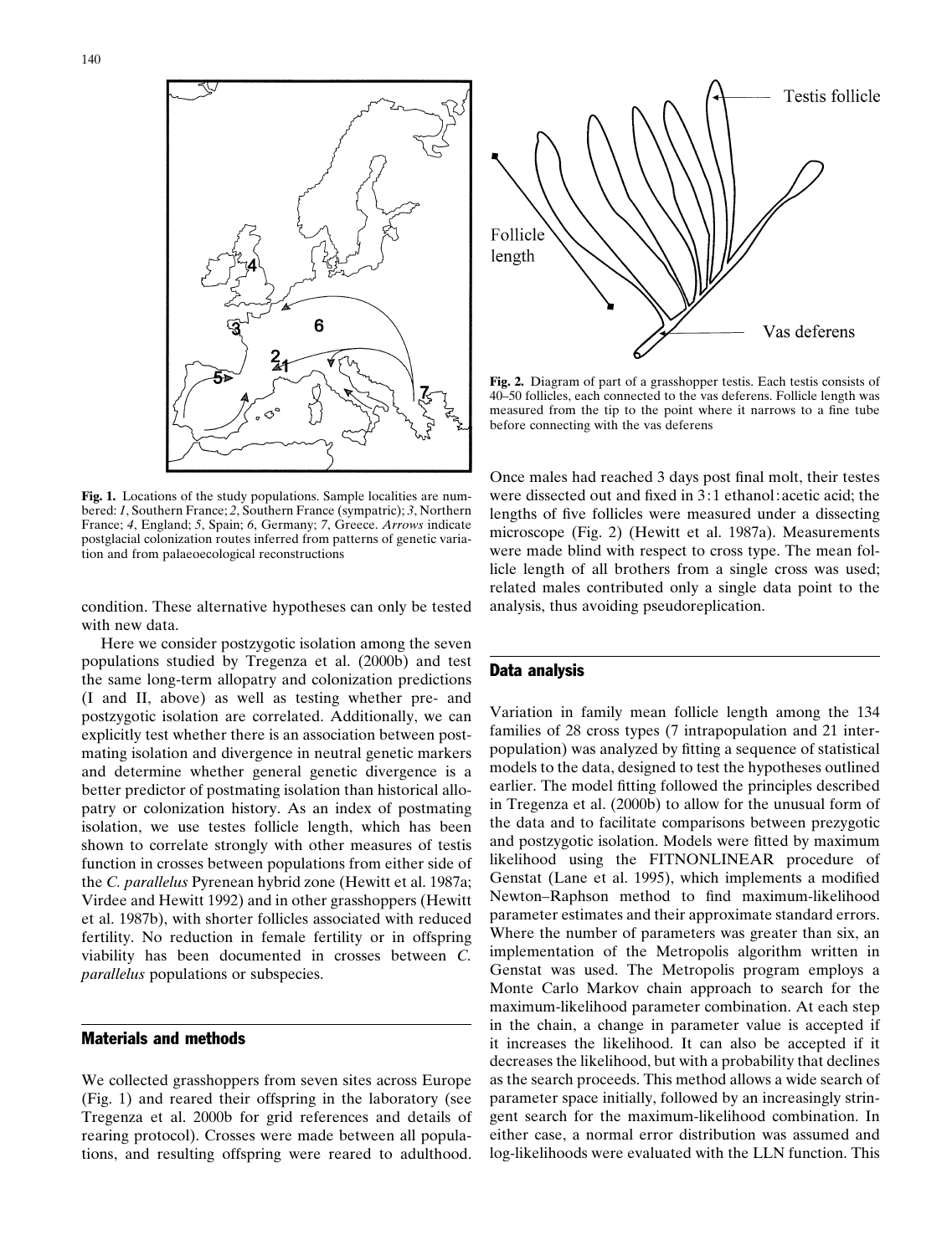Fig. 1. Locations of the study populations. Sample localities are numbered: *1*, Southern France; *2*, Southern France (sympatric); *3*, Northern France; *4*, England; *5*, Spain; *6*, Germany; *7*, Greece. *Arrows* indicate postglacial colonization routes inferred from patterns of genetic variation and from palaeoecological reconstructions

condition. These alternative hypotheses can only be tested with new data.

Here we consider postzygotic isolation among the seven populations studied by Tregenza et al. (2000b) and test the same long-term allopatry and colonization predictions (I and II, above) as well as testing whether pre- and postzygotic isolation are correlated. Additionally, we can explicitly test whether there is an association between postmating isolation and divergence in neutral genetic markers and determine whether general genetic divergence is a better predictor of postmating isolation than historical allopatry or colonization history. As an index of postmating isolation, we use testes follicle length, which has been shown to correlate strongly with other measures of testis function in crosses between populations from either side of the *C. parallelus* Pyrenean hybrid zone (Hewitt et al. 1987a; Virdee and Hewitt 1992) and in other grasshoppers (Hewitt et al. 1987b), with shorter follicles associated with reduced fertility. No reduction in female fertility or in offspring viability has been documented in crosses between *C. parallelus* populations or subspecies.

## Materials and methods

We collected grasshoppers from seven sites across Europe (Fig. 1) and reared their offspring in the laboratory (see Tregenza et al. 2000b for grid references and details of rearing protocol). Crosses were made between all populations, and resulting offspring were reared to adulthood. Once males had reached 3 days post final molt, their testes were dissected out and fixed in 3:1 ethanol:acetic acid; the lengths of five follicles were measured under a dissecting microscope (Fig. 2) (Hewitt et al. 1987a). Measurements were made blind with respect to cross type. The mean follicle length of all brothers from a single cross was used; related males contributed only a single data point to the analysis, thus avoiding pseudoreplication.

Fig. 2. Diagram of part of a grasshopper testis. Each testis consists of 40–50 follicles, each connected to the vas deferens. Follicle length was measured from the tip to the point where it narrows to a fine tube before connecting with the vas deferens

## Data analysis

Variation in family mean follicle length among the 134 families of 28 cross types (7 intrapopulation and 21 interpopulation) was analyzed by fitting a sequence of statistical models to the data, designed to test the hypotheses outlined earlier. The model fitting followed the principles described in Tregenza et al. (2000b) to allow for the unusual form of the data and to facilitate comparisons between prezygotic and postzygotic isolation. Models were fitted by maximum likelihood using the FITNONLINEAR procedure of Genstat (Lane et al. 1995), which implements a modified Newton–Raphson method to find maximum-likelihood parameter estimates and their approximate standard errors. Where the number of parameters was greater than six, an implementation of the Metropolis algorithm written in Genstat was used. The Metropolis program employs a Monte Carlo Markov chain approach to search for the maximum-likelihood parameter combination. At each step in the chain, a change in parameter value is accepted if it increases the likelihood. It can also be accepted if it decreases the likelihood, but with a probability that declines as the search proceeds. This method allows a wide search of parameter space initially, followed by an increasingly stringent search for the maximum-likelihood combination. In either case, a normal error distribution was assumed and log-likelihoods were evaluated with the LLN function. This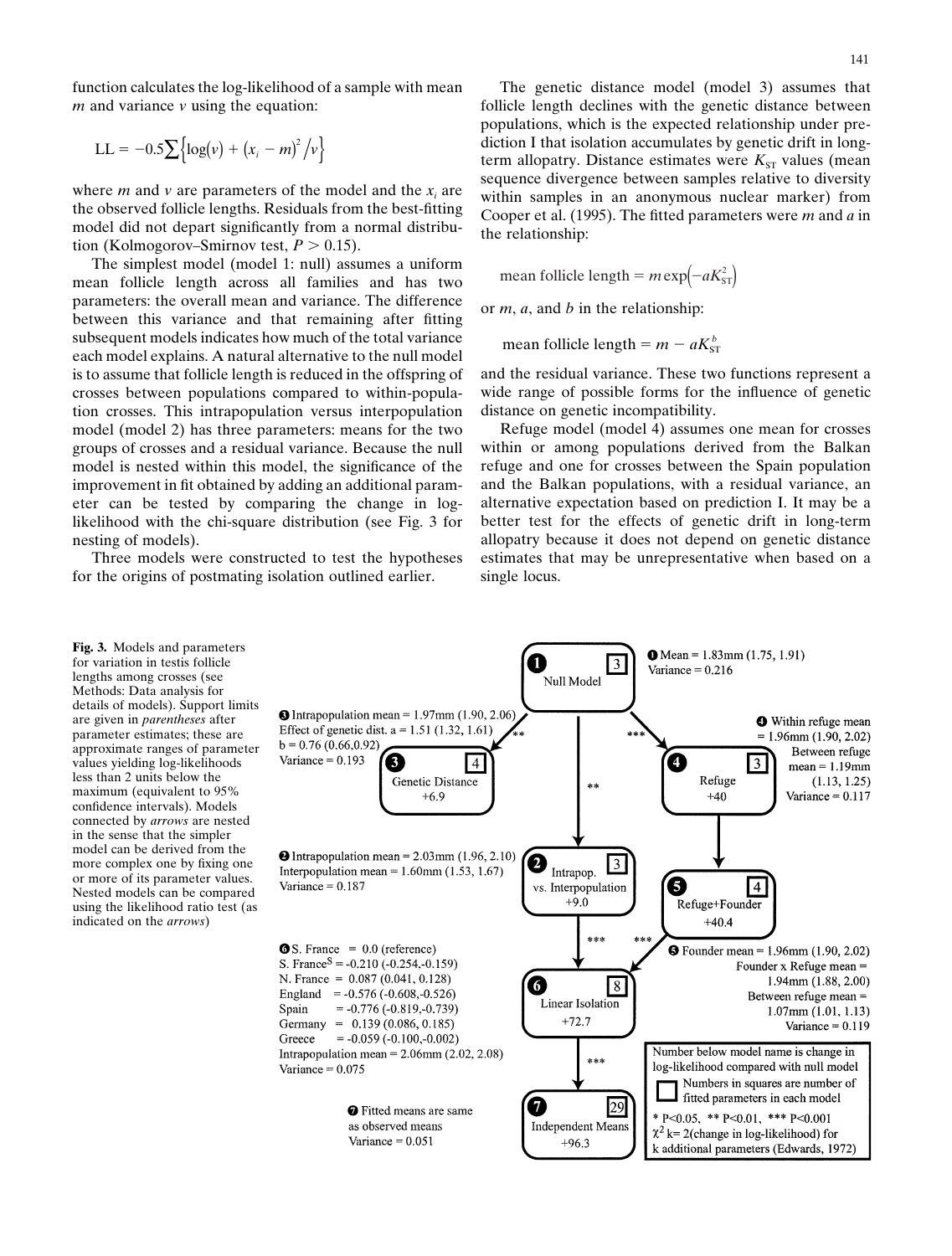function calculates the log-likelihood of a sample with mean $m$ and variance $v$ using the equation:

$$\mathrm{LL} = -0.5\sum\left\{\log(v) + (x_i - m)^2/v\right\}$$

where $m$ and $v$ are parameters of the model and the $x_i$ are the observed follicle lengths. Residuals from the best-fitting model did not depart significantly from a normal distribution (Kolmogorov–Smirnov test, $P > 0.15$).

The simplest model (model 1: null) assumes a uniform mean follicle length across all families and has two parameters: the overall mean and variance. The difference between this variance and that remaining after fitting subsequent models indicates how much of the total variance each model explains. A natural alternative to the null model is to assume that follicle length is reduced in the offspring of crosses between populations compared to within-population crosses. This intrapopulation versus interpopulation model (model 2) has three parameters: means for the two groups of crosses and a residual variance. Because the null model is nested within this model, the significance of the improvement in fit obtained by adding an additional parameter can be tested by comparing the change in log-likelihood with the chi-square distribution (see Fig. 3 for nesting of models).

Three models were constructed to test the hypotheses for the origins of postmating isolation outlined earlier.

The genetic distance model (model 3) assumes that follicle length declines with the genetic distance between populations, which is the expected relationship under prediction I that isolation accumulates by genetic drift in long-term allopatry. Distance estimates were $K_{ST}$ values (mean sequence divergence between samples relative to diversity within samples in an anonymous nuclear marker) from Cooper et al. (1995). The fitted parameters were $m$ and $a$ in the relationship:

$$\text{mean follicle length} = m\exp\left(-aK_{ST}^2\right)$$

or $m$, $a$, and $b$ in the relationship:

$$\text{mean follicle length} = m - aK_{ST}^b$$

and the residual variance. These two functions represent a wide range of possible forms for the influence of genetic distance on genetic incompatibility.

Refuge model (model 4) assumes one mean for crosses within or among populations derived from the Balkan refuge and one for crosses between the Spain population and the Balkan populations, with a residual variance, an alternative expectation based on prediction I. It may be a better test for the effects of genetic drift in long-term allopatry because it does not depend on genetic distance estimates that may be unrepresentative when based on a single locus.

**Fig. 3.** Models and parameters for variation in testis follicle lengths among crosses (see Methods: Data analysis for details of models). Support limits are given in *parentheses* after parameter estimates; these are approximate ranges of parameter values yielding log-likelihoods less than 2 units below the maximum (equivalent to 95% confidence intervals). Models connected by *arrows* are nested in the sense that the simpler model can be derived from the more complex one by fixing one or more of its parameter values. Nested models can be compared using the likelihood ratio test (as indicated on the *arrows*)

❶ Null Model [3]
Mean = 1.83mm (1.75, 1.91)
Variance = 0.216

❷ Intrapop. vs. Interpopulation [3] +9.0
Intrapopulation mean = 2.03mm (1.96, 2.10)
Interpopulation mean = 1.60mm (1.53, 1.67)
Variance = 0.187

❸ Genetic Distance [4] +6.9
Intrapopulation mean = 1.97mm (1.90, 2.06)
Effect of genetic dist. a = 1.51 (1.32, 1.61)
b = 0.76 (0.66,0.92)
Variance = 0.193

❹ Refuge [3] +40
Within refuge mean = 1.96mm (1.90, 2.02)
Between refuge mean = 1.19mm (1.13, 1.25)
Variance = 0.117

❺ Refuge+Founder [4] +40.4
Founder mean = 1.96mm (1.90, 2.02)
Founder x Refuge mean = 1.94mm (1.88, 2.00)
Between refuge mean = 1.07mm (1.01, 1.13)
Variance = 0.119

❻ Linear Isolation [8] +72.7
S. France = 0.0 (reference)
S. France[S] = -0.210 (-0.254,-0.159)
N. France = 0.087 (0.041, 0.128)
England = -0.576 (-0.608,-0.526)
Spain = -0.776 (-0.819,-0.739)
Germany = 0.139 (0.086, 0.185)
Greece = -0.059 (-0.100,-0.002)
Intrapopulation mean = 2.06mm (2.02, 2.08)
Variance = 0.075

❼ Independent Means [29] +96.3
Fitted means are same as observed means
Variance = 0.051

Arrows: 1→3 **; 1→4 ***; 1→2 **; 4→5; 2→6 ***; 5→6 ***; 6→7 ***

Number below model name is change in log-likelihood compared with null model
□ Numbers in squares are number of fitted parameters in each model
* P<0.05, ** P<0.01, *** P<0.001
$\chi^2$ k= 2(change in log-likelihood) for k additional parameters (Edwards, 1972)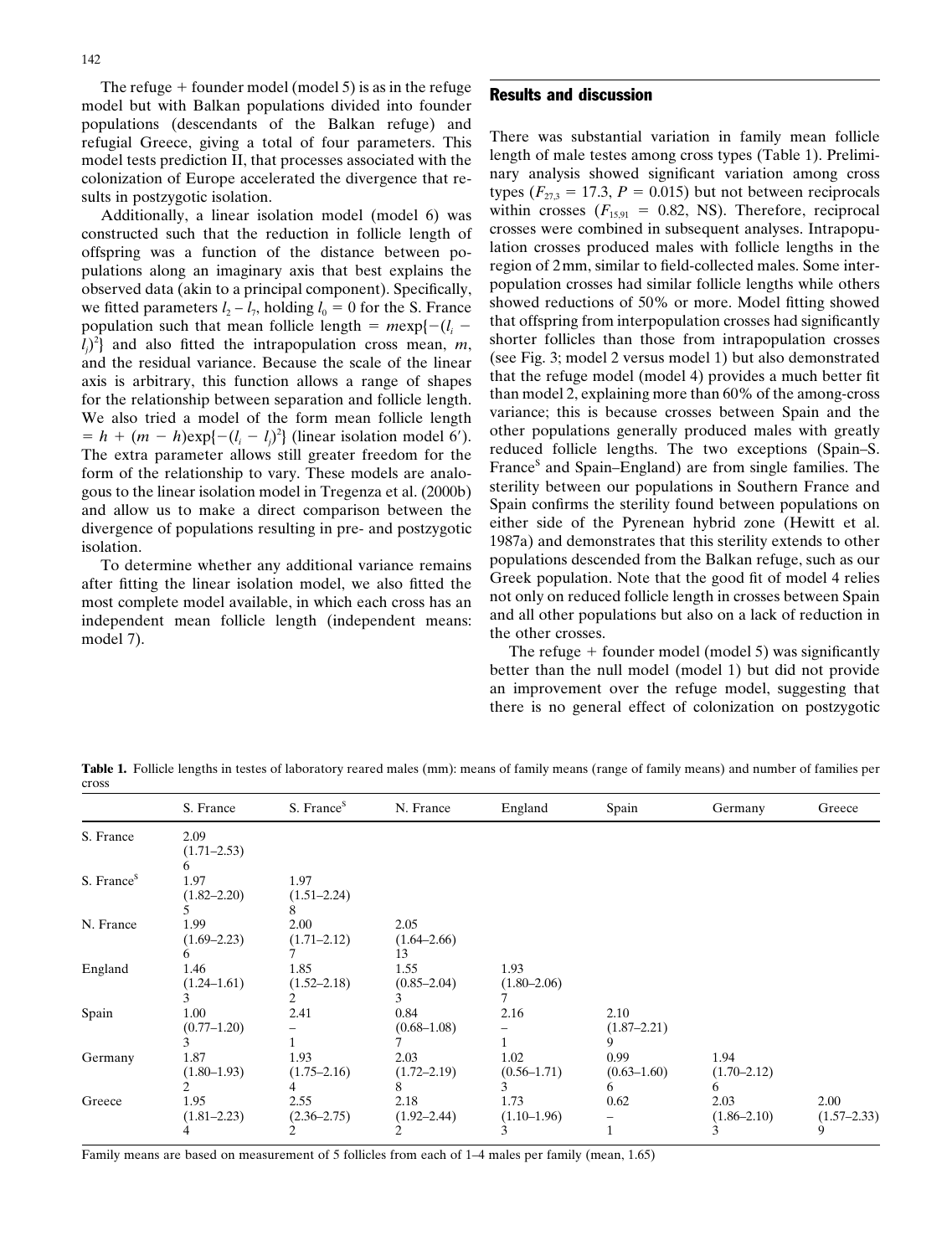The refuge + founder model (model 5) is as in the refuge model but with Balkan populations divided into founder populations (descendants of the Balkan refuge) and refugial Greece, giving a total of four parameters. This model tests prediction II, that processes associated with the colonization of Europe accelerated the divergence that results in postzygotic isolation.

Additionally, a linear isolation model (model 6) was constructed such that the reduction in follicle length of offspring was a function of the distance between populations along an imaginary axis that best explains the observed data (akin to a principal component). Specifically, we fitted parameters $l_2 - l_7$, holding $l_0 = 0$ for the S. France population such that mean follicle length $= m\exp\{-(l_i - l_j)^2\}$ and also fitted the intrapopulation cross mean, $m$, and the residual variance. Because the scale of the linear axis is arbitrary, this function allows a range of shapes for the relationship between separation and follicle length. We also tried a model of the form mean follicle length $= h + (m - h)\exp\{-(l_i - l_j)^2\}$ (linear isolation model 6′). The extra parameter allows still greater freedom for the form of the relationship to vary. These models are analogous to the linear isolation model in Tregenza et al. (2000b) and allow us to make a direct comparison between the divergence of populations resulting in pre- and postzygotic isolation.

To determine whether any additional variance remains after fitting the linear isolation model, we also fitted the most complete model available, in which each cross has an independent mean follicle length (independent means: model 7).

## Results and discussion

There was substantial variation in family mean follicle length of male testes among cross types (Table 1). Preliminary analysis showed significant variation among cross types ($F_{27,3} = 17.3$, $P = 0.015$) but not between reciprocals within crosses ($F_{15,91} = 0.82$, NS). Therefore, reciprocal crosses were combined in subsequent analyses. Intrapopulation crosses produced males with follicle lengths in the region of 2 mm, similar to field-collected males. Some interpopulation crosses had similar follicle lengths while others showed reductions of 50% or more. Model fitting showed that offspring from interpopulation crosses had significantly shorter follicles than those from intrapopulation crosses (see Fig. 3; model 2 versus model 1) but also demonstrated that the refuge model (model 4) provides a much better fit than model 2, explaining more than 60% of the among-cross variance; this is because crosses between Spain and the other populations generally produced males with greatly reduced follicle lengths. The two exceptions (Spain–S. France$^{S}$ and Spain–England) are from single families. The sterility between our populations in Southern France and Spain confirms the sterility found between populations on either side of the Pyrenean hybrid zone (Hewitt et al. 1987a) and demonstrates that this sterility extends to other populations descended from the Balkan refuge, such as our Greek population. Note that the good fit of model 4 relies not only on reduced follicle length in crosses between Spain and all other populations but also on a lack of reduction in the other crosses.

The refuge + founder model (model 5) was significantly better than the null model (model 1) but did not provide an improvement over the refuge model, suggesting that there is no general effect of colonization on postzygotic

**Table 1.** Follicle lengths in testes of laboratory reared males (mm): means of family means (range of family means) and number of families per cross

| | S. France | S. France$^{S}$ | N. France | England | Spain | Germany | Greece |
|---|---|---|---|---|---|---|---|
| S. France | 2.09 (1.71–2.53) 6 | | | | | | |
| S. France$^{S}$ | 1.97 (1.82–2.20) 5 | 1.97 (1.51–2.24) 8 | | | | | |
| N. France | 1.99 (1.69–2.23) 6 | 2.00 (1.71–2.12) 7 | 2.05 (1.64–2.66) 13 | | | | |
| England | 1.46 (1.24–1.61) 3 | 1.85 (1.52–2.18) 2 | 1.55 (0.85–2.04) 3 | 1.93 (1.80–2.06) 7 | | | |
| Spain | 1.00 (0.77–1.20) 3 | 2.41 – 1 | 0.84 (0.68–1.08) 7 | 2.16 – 1 | 2.10 (1.87–2.21) 9 | | |
| Germany | 1.87 (1.80–1.93) 2 | 1.93 (1.75–2.16) 4 | 2.03 (1.72–2.19) 8 | 1.02 (0.56–1.71) 3 | 0.99 (0.63–1.60) 6 | 1.94 (1.70–2.12) 6 | |
| Greece | 1.95 (1.81–2.23) 4 | 2.55 (2.36–2.75) 2 | 2.18 (1.92–2.44) 2 | 1.73 (1.10–1.96) 3 | 0.62 – 1 | 2.03 (1.86–2.10) 3 | 2.00 (1.57–2.33) 9 |

Family means are based on measurement of 5 follicles from each of 1–4 males per family (mean, 1.65)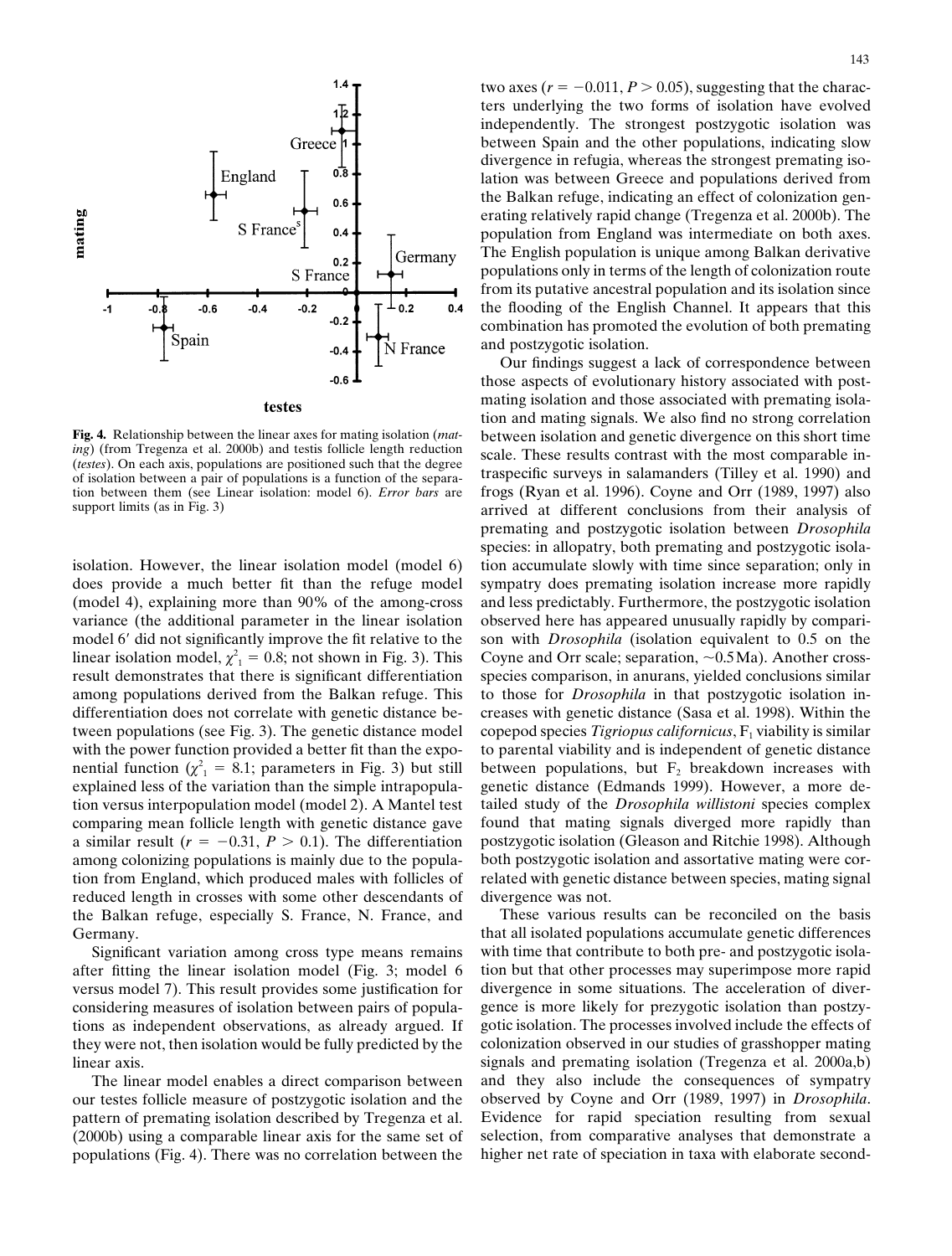**Fig. 4.** Relationship between the linear axes for mating isolation (*mating*) (from Tregenza et al. 2000b) and testis follicle length reduction (*testes*). On each axis, populations are positioned such that the degree of isolation between a pair of populations is a function of the separation between them (see Linear isolation: model 6). *Error bars* are support limits (as in Fig. 3)

isolation. However, the linear isolation model (model 6) does provide a much better fit than the refuge model (model 4), explaining more than 90% of the among-cross variance (the additional parameter in the linear isolation model 6′ did not significantly improve the fit relative to the linear isolation model, $\chi^2_1 = 0.8$; not shown in Fig. 3). This result demonstrates that there is significant differentiation among populations derived from the Balkan refuge. This differentiation does not correlate with genetic distance between populations (see Fig. 3). The genetic distance model with the power function provided a better fit than the exponential function ($\chi^2_1 = 8.1$; parameters in Fig. 3) but still explained less of the variation than the simple intrapopulation versus interpopulation model (model 2). A Mantel test comparing mean follicle length with genetic distance gave a similar result ($r = -0.31$, $P > 0.1$). The differentiation among colonizing populations is mainly due to the population from England, which produced males with follicles of reduced length in crosses with some other descendants of the Balkan refuge, especially S. France, N. France, and Germany.

Significant variation among cross type means remains after fitting the linear isolation model (Fig. 3; model 6 versus model 7). This result provides some justification for considering measures of isolation between pairs of populations as independent observations, as already argued. If they were not, then isolation would be fully predicted by the linear axis.

The linear model enables a direct comparison between our testes follicle measure of postzygotic isolation and the pattern of premating isolation described by Tregenza et al. (2000b) using a comparable linear axis for the same set of populations (Fig. 4). There was no correlation between the two axes ($r = -0.011$, $P > 0.05$), suggesting that the characters underlying the two forms of isolation have evolved independently. The strongest postzygotic isolation was between Spain and the other populations, indicating slow divergence in refugia, whereas the strongest premating isolation was between Greece and populations derived from the Balkan refuge, indicating an effect of colonization generating relatively rapid change (Tregenza et al. 2000b). The population from England was intermediate on both axes. The English population is unique among Balkan derivative populations only in terms of the length of colonization route from its putative ancestral population and its isolation since the flooding of the English Channel. It appears that this combination has promoted the evolution of both premating and postzygotic isolation.

Our findings suggest a lack of correspondence between those aspects of evolutionary history associated with postmating isolation and those associated with premating isolation and mating signals. We also find no strong correlation between isolation and genetic divergence on this short time scale. These results contrast with the most comparable intraspecific surveys in salamanders (Tilley et al. 1990) and frogs (Ryan et al. 1996). Coyne and Orr (1989, 1997) also arrived at different conclusions from their analysis of premating and postzygotic isolation between *Drosophila* species: in allopatry, both premating and postzygotic isolation accumulate slowly with time since separation; only in sympatry does premating isolation increase more rapidly and less predictably. Furthermore, the postzygotic isolation observed here has appeared unusually rapidly by comparison with *Drosophila* (isolation equivalent to 0.5 on the Coyne and Orr scale; separation, ~0.5 Ma). Another cross-species comparison, in anurans, yielded conclusions similar to those for *Drosophila* in that postzygotic isolation increases with genetic distance (Sasa et al. 1998). Within the copepod species *Tigriopus californicus*, $F_1$ viability is similar to parental viability and is independent of genetic distance between populations, but $F_2$ breakdown increases with genetic distance (Edmands 1999). However, a more detailed study of the *Drosophila willistoni* species complex found that mating signals diverged more rapidly than postzygotic isolation (Gleason and Ritchie 1998). Although both postzygotic isolation and assortative mating were correlated with genetic distance between species, mating signal divergence was not.

These various results can be reconciled on the basis that all isolated populations accumulate genetic differences with time that contribute to both pre- and postzygotic isolation but that other processes may superimpose more rapid divergence in some situations. The acceleration of divergence is more likely for prezygotic isolation than postzygotic isolation. The processes involved include the effects of colonization observed in our studies of grasshopper mating signals and premating isolation (Tregenza et al. 2000a,b) and they also include the consequences of sympatry observed by Coyne and Orr (1989, 1997) in *Drosophila*. Evidence for rapid speciation resulting from sexual selection, from comparative analyses that demonstrate a higher net rate of speciation in taxa with elaborate second-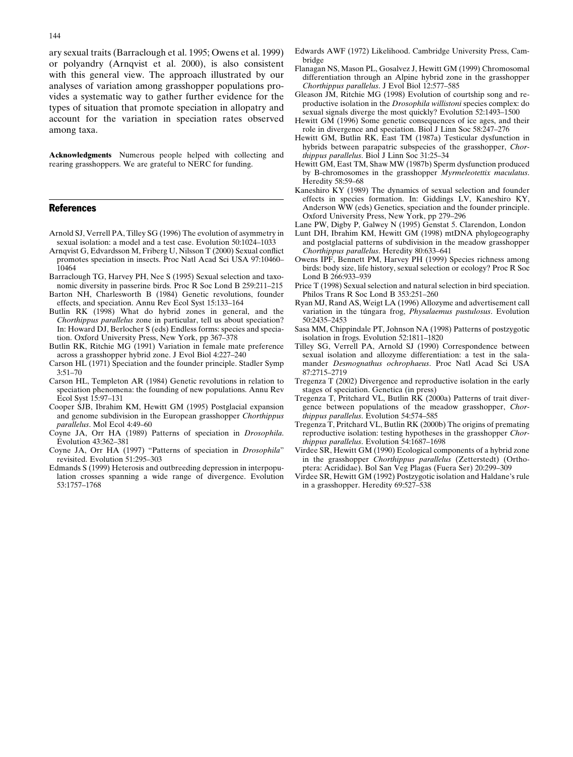ary sexual traits (Barraclough et al. 1995; Owens et al. 1999) or polyandry (Arnqvist et al. 2000), is also consistent with this general view. The approach illustrated by our analyses of variation among grasshopper populations provides a systematic way to gather further evidence for the types of situation that promote speciation in allopatry and account for the variation in speciation rates observed among taxa.

**Acknowledgments** Numerous people helped with collecting and rearing grasshoppers. We are grateful to NERC for funding.

## References

Arnold SJ, Verrell PA, Tilley SG (1996) The evolution of asymmetry in sexual isolation: a model and a test case. Evolution 50:1024–1033

Arnqvist G, Edvardsson M, Friberg U, Nilsson T (2000) Sexual conflict promotes speciation in insects. Proc Natl Acad Sci USA 97:10460–10464

Barraclough TG, Harvey PH, Nee S (1995) Sexual selection and taxonomic diversity in passerine birds. Proc R Soc Lond B 259:211–215

Barton NH, Charlesworth B (1984) Genetic revolutions, founder effects, and speciation. Annu Rev Ecol Syst 15:133–164

Butlin RK (1998) What do hybrid zones in general, and the *Chorthippus parallelus* zone in particular, tell us about speciation? In: Howard DJ, Berlocher S (eds) Endless forms: species and speciation. Oxford University Press, New York, pp 367–378

Butlin RK, Ritchie MG (1991) Variation in female mate preference across a grasshopper hybrid zone. J Evol Biol 4:227–240

Carson HL (1971) Speciation and the founder principle. Stadler Symp 3:51–70

Carson HL, Templeton AR (1984) Genetic revolutions in relation to speciation phenomena: the founding of new populations. Annu Rev Ecol Syst 15:97–131

Cooper SJB, Ibrahim KM, Hewitt GM (1995) Postglacial expansion and genome subdivision in the European grasshopper *Chorthippus parallelus*. Mol Ecol 4:49–60

Coyne JA, Orr HA (1989) Patterns of speciation in *Drosophila*. Evolution 43:362–381

Coyne JA, Orr HA (1997) "Patterns of speciation in *Drosophila*" revisited. Evolution 51:295–303

Edmands S (1999) Heterosis and outbreeding depression in interpopulation crosses spanning a wide range of divergence. Evolution 53:1757–1768

Edwards AWF (1972) Likelihood. Cambridge University Press, Cambridge

Flanagan NS, Mason PL, Gosalvez J, Hewitt GM (1999) Chromosomal differentiation through an Alpine hybrid zone in the grasshopper *Chorthippus parallelus*. J Evol Biol 12:577–585

Gleason JM, Ritchie MG (1998) Evolution of courtship song and reproductive isolation in the *Drosophila willistoni* species complex: do sexual signals diverge the most quickly? Evolution 52:1493–1500

Hewitt GM (1996) Some genetic consequences of ice ages, and their role in divergence and speciation. Biol J Linn Soc 58:247–276

Hewitt GM, Butlin RK, East TM (1987a) Testicular dysfunction in hybrids between parapatric subspecies of the grasshopper, *Chorthippus parallelus*. Biol J Linn Soc 31:25–34

Hewitt GM, East TM, Shaw MW (1987b) Sperm dysfunction produced by B-chromosomes in the grasshopper *Myrmeleotettix maculatus*. Heredity 58:59–68

Kaneshiro KY (1989) The dynamics of sexual selection and founder effects in species formation. In: Giddings LV, Kaneshiro KY, Anderson WW (eds) Genetics, speciation and the founder principle. Oxford University Press, New York, pp 279–296

Lane PW, Digby P, Galwey N (1995) Genstat 5. Clarendon, London

Lunt DH, Ibrahim KM, Hewitt GM (1998) mtDNA phylogeography and postglacial patterns of subdivision in the meadow grasshopper *Chorthippus parallelus*. Heredity 80:633–641

Owens IPF, Bennett PM, Harvey PH (1999) Species richness among birds: body size, life history, sexual selection or ecology? Proc R Soc Lond B 266:933–939

Price T (1998) Sexual selection and natural selection in bird speciation. Philos Trans R Soc Lond B 353:251–260

Ryan MJ, Rand AS, Weigt LA (1996) Allozyme and advertisement call variation in the túngara frog, *Physalaemus pustulosus*. Evolution 50:2435–2453

Sasa MM, Chippindale PT, Johnson NA (1998) Patterns of postzygotic isolation in frogs. Evolution 52:1811–1820

Tilley SG, Verrell PA, Arnold SJ (1990) Correspondence between sexual isolation and allozyme differentiation: a test in the salamander *Desmognathus ochrophaeus*. Proc Natl Acad Sci USA 87:2715–2719

Tregenza T (2002) Divergence and reproductive isolation in the early stages of speciation. Genetica (in press)

Tregenza T, Pritchard VL, Butlin RK (2000a) Patterns of trait divergence between populations of the meadow grasshopper, *Chorthippus parallelus*. Evolution 54:574–585

Tregenza T, Pritchard VL, Butlin RK (2000b) The origins of premating reproductive isolation: testing hypotheses in the grasshopper *Chorthippus parallelus*. Evolution 54:1687–1698

Virdee SR, Hewitt GM (1990) Ecological components of a hybrid zone in the grasshopper *Chorthippus parallelus* (Zetterstedt) (Orthoptera: Acrididae). Bol San Veg Plagas (Fuera Ser) 20:299–309

Virdee SR, Hewitt GM (1992) Postzygotic isolation and Haldane's rule in a grasshopper. Heredity 69:527–538